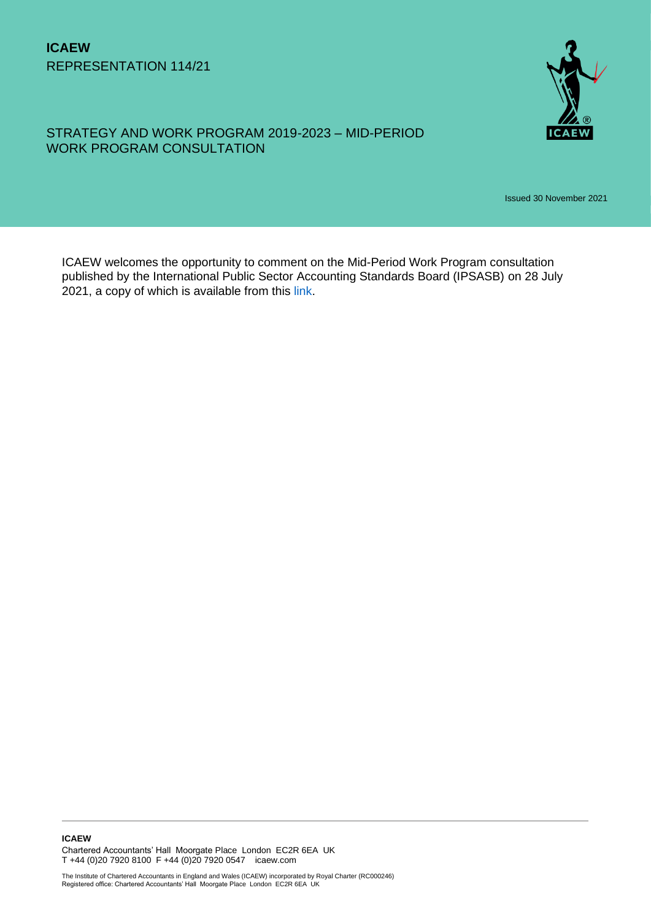**ICAEW**
REPRESENTATION 114/21

# STRATEGY AND WORK PROGRAM 2019-2023 – MID-PERIOD WORK PROGRAM CONSULTATION

Issued 30 November 2021

ICAEW welcomes the opportunity to comment on the Mid-Period Work Program consultation published by the International Public Sector Accounting Standards Board (IPSASB) on 28 July 2021, a copy of which is available from this link.

**ICAEW**
Chartered Accountants' Hall Moorgate Place London EC2R 6EA UK
T +44 (0)20 7920 8100 F +44 (0)20 7920 0547 icaew.com

The Institute of Chartered Accountants in England and Wales (ICAEW) incorporated by Royal Charter (RC000246)
Registered office: Chartered Accountants' Hall Moorgate Place London EC2R 6EA UK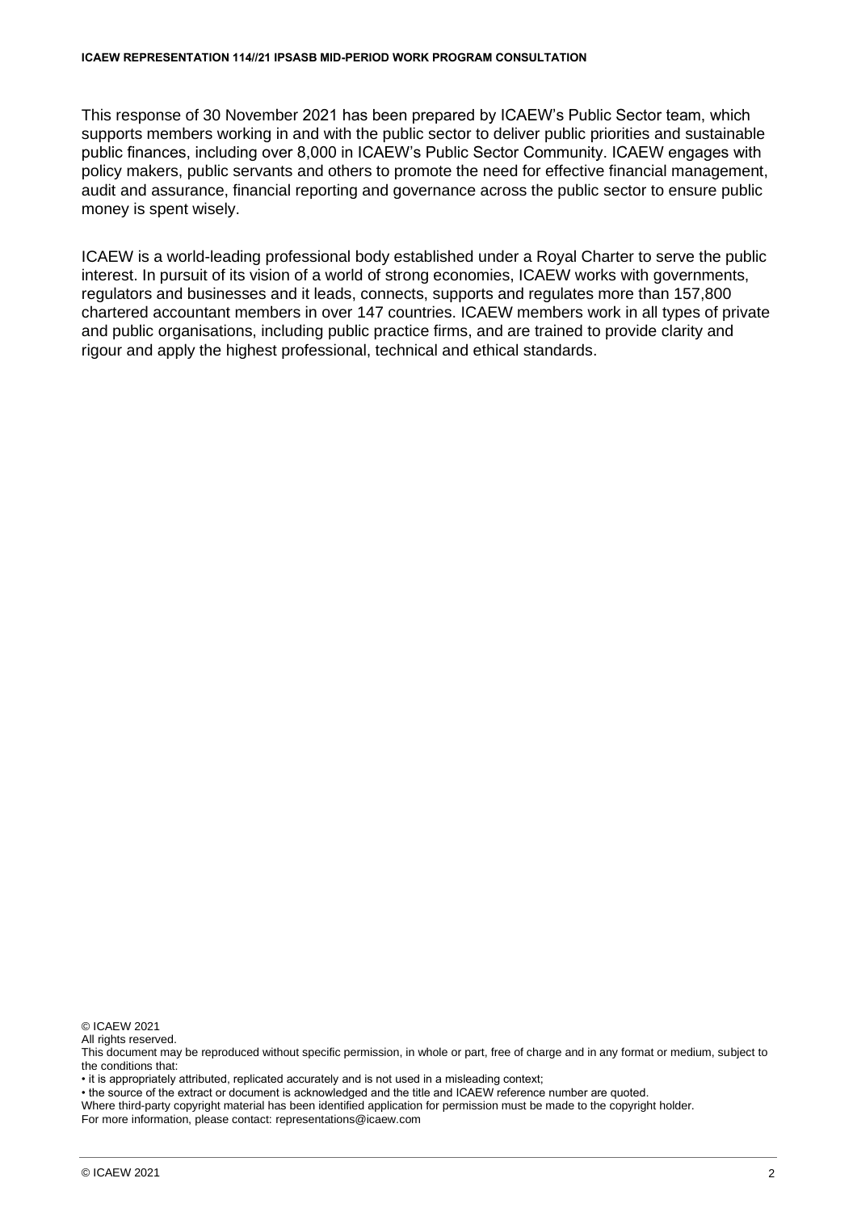This response of 30 November 2021 has been prepared by ICAEW's Public Sector team, which supports members working in and with the public sector to deliver public priorities and sustainable public finances, including over 8,000 in ICAEW's Public Sector Community. ICAEW engages with policy makers, public servants and others to promote the need for effective financial management, audit and assurance, financial reporting and governance across the public sector to ensure public money is spent wisely.

ICAEW is a world-leading professional body established under a Royal Charter to serve the public interest. In pursuit of its vision of a world of strong economies, ICAEW works with governments, regulators and businesses and it leads, connects, supports and regulates more than 157,800 chartered accountant members in over 147 countries. ICAEW members work in all types of private and public organisations, including public practice firms, and are trained to provide clarity and rigour and apply the highest professional, technical and ethical standards.

© ICAEW 2021
All rights reserved.
This document may be reproduced without specific permission, in whole or part, free of charge and in any format or medium, subject to the conditions that:

• it is appropriately attributed, replicated accurately and is not used in a misleading context;
• the source of the extract or document is acknowledged and the title and ICAEW reference number are quoted.

Where third-party copyright material has been identified application for permission must be made to the copyright holder.
For more information, please contact: representations@icaew.com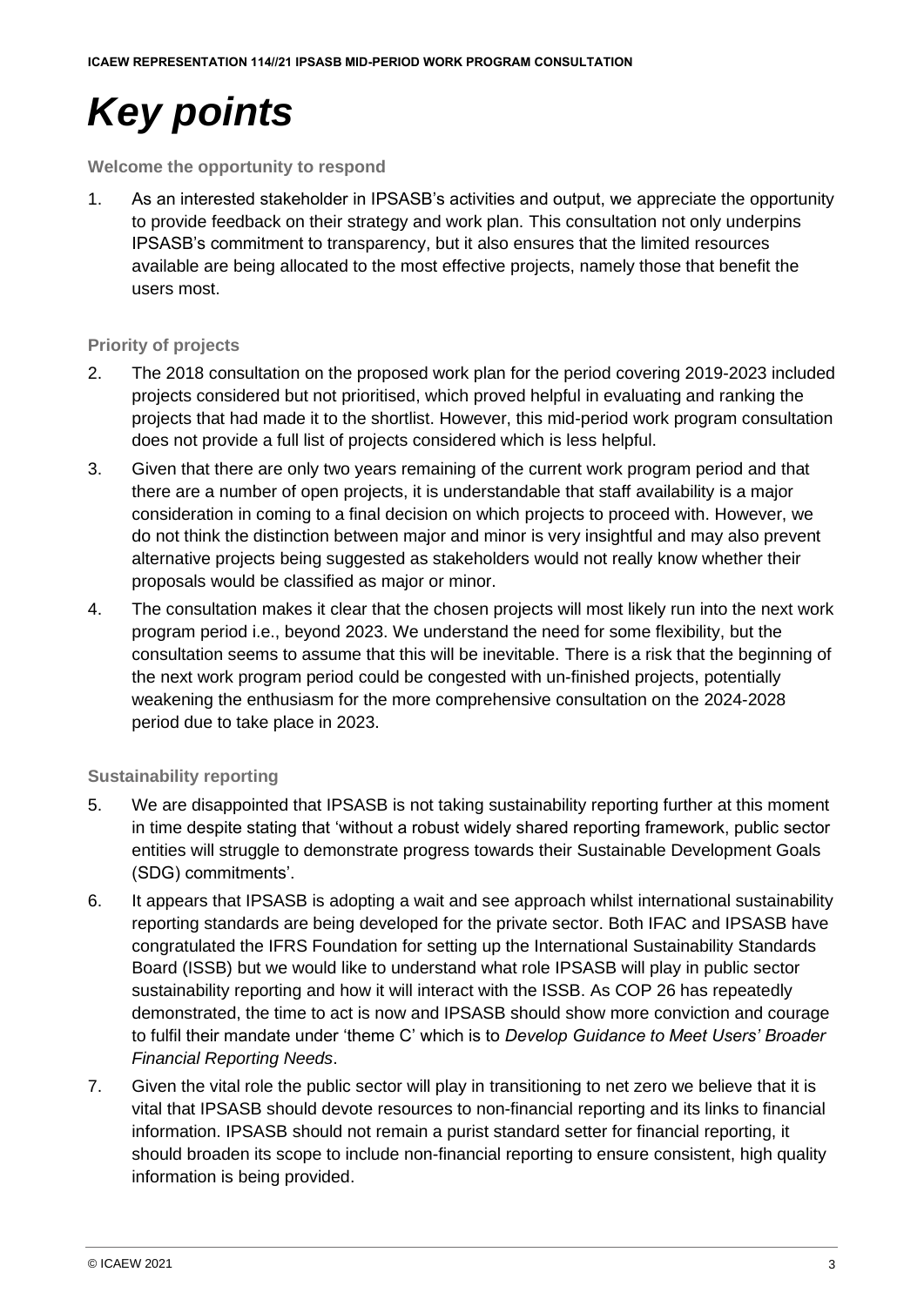# *Key points*

**Welcome the opportunity to respond**

1. As an interested stakeholder in IPSASB's activities and output, we appreciate the opportunity to provide feedback on their strategy and work plan. This consultation not only underpins IPSASB's commitment to transparency, but it also ensures that the limited resources available are being allocated to the most effective projects, namely those that benefit the users most.

**Priority of projects**

2. The 2018 consultation on the proposed work plan for the period covering 2019-2023 included projects considered but not prioritised, which proved helpful in evaluating and ranking the projects that had made it to the shortlist. However, this mid-period work program consultation does not provide a full list of projects considered which is less helpful.
3. Given that there are only two years remaining of the current work program period and that there are a number of open projects, it is understandable that staff availability is a major consideration in coming to a final decision on which projects to proceed with. However, we do not think the distinction between major and minor is very insightful and may also prevent alternative projects being suggested as stakeholders would not really know whether their proposals would be classified as major or minor.
4. The consultation makes it clear that the chosen projects will most likely run into the next work program period i.e., beyond 2023. We understand the need for some flexibility, but the consultation seems to assume that this will be inevitable. There is a risk that the beginning of the next work program period could be congested with un-finished projects, potentially weakening the enthusiasm for the more comprehensive consultation on the 2024-2028 period due to take place in 2023.

**Sustainability reporting**

5. We are disappointed that IPSASB is not taking sustainability reporting further at this moment in time despite stating that 'without a robust widely shared reporting framework, public sector entities will struggle to demonstrate progress towards their Sustainable Development Goals (SDG) commitments'.
6. It appears that IPSASB is adopting a wait and see approach whilst international sustainability reporting standards are being developed for the private sector. Both IFAC and IPSASB have congratulated the IFRS Foundation for setting up the International Sustainability Standards Board (ISSB) but we would like to understand what role IPSASB will play in public sector sustainability reporting and how it will interact with the ISSB. As COP 26 has repeatedly demonstrated, the time to act is now and IPSASB should show more conviction and courage to fulfil their mandate under 'theme C' which is to *Develop Guidance to Meet Users' Broader Financial Reporting Needs*.
7. Given the vital role the public sector will play in transitioning to net zero we believe that it is vital that IPSASB should devote resources to non-financial reporting and its links to financial information. IPSASB should not remain a purist standard setter for financial reporting, it should broaden its scope to include non-financial reporting to ensure consistent, high quality information is being provided.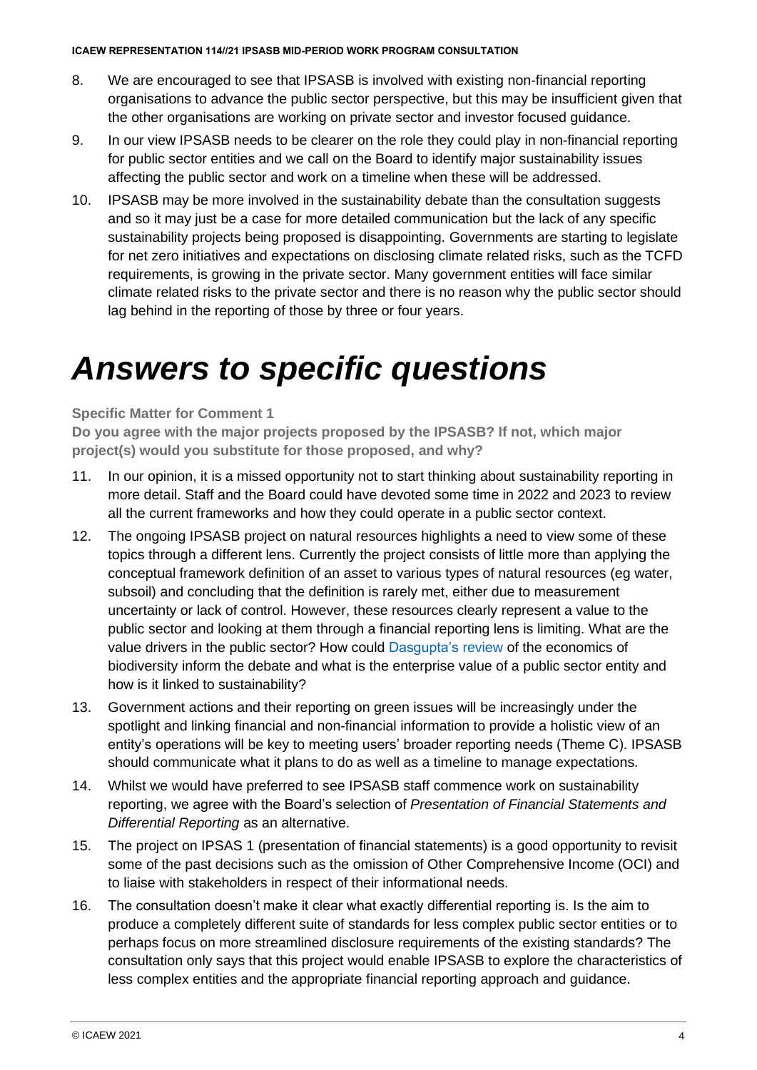8. We are encouraged to see that IPSASB is involved with existing non-financial reporting organisations to advance the public sector perspective, but this may be insufficient given that the other organisations are working on private sector and investor focused guidance.

9. In our view IPSASB needs to be clearer on the role they could play in non-financial reporting for public sector entities and we call on the Board to identify major sustainability issues affecting the public sector and work on a timeline when these will be addressed.

10. IPSASB may be more involved in the sustainability debate than the consultation suggests and so it may just be a case for more detailed communication but the lack of any specific sustainability projects being proposed is disappointing. Governments are starting to legislate for net zero initiatives and expectations on disclosing climate related risks, such as the TCFD requirements, is growing in the private sector. Many government entities will face similar climate related risks to the private sector and there is no reason why the public sector should lag behind in the reporting of those by three or four years.

# *Answers to specific questions*

**Specific Matter for Comment 1**

**Do you agree with the major projects proposed by the IPSASB? If not, which major project(s) would you substitute for those proposed, and why?**

11. In our opinion, it is a missed opportunity not to start thinking about sustainability reporting in more detail. Staff and the Board could have devoted some time in 2022 and 2023 to review all the current frameworks and how they could operate in a public sector context.

12. The ongoing IPSASB project on natural resources highlights a need to view some of these topics through a different lens. Currently the project consists of little more than applying the conceptual framework definition of an asset to various types of natural resources (eg water, subsoil) and concluding that the definition is rarely met, either due to measurement uncertainty or lack of control. However, these resources clearly represent a value to the public sector and looking at them through a financial reporting lens is limiting. What are the value drivers in the public sector? How could Dasgupta's review of the economics of biodiversity inform the debate and what is the enterprise value of a public sector entity and how is it linked to sustainability?

13. Government actions and their reporting on green issues will be increasingly under the spotlight and linking financial and non-financial information to provide a holistic view of an entity's operations will be key to meeting users' broader reporting needs (Theme C). IPSASB should communicate what it plans to do as well as a timeline to manage expectations.

14. Whilst we would have preferred to see IPSASB staff commence work on sustainability reporting, we agree with the Board's selection of *Presentation of Financial Statements and Differential Reporting* as an alternative.

15. The project on IPSAS 1 (presentation of financial statements) is a good opportunity to revisit some of the past decisions such as the omission of Other Comprehensive Income (OCI) and to liaise with stakeholders in respect of their informational needs.

16. The consultation doesn't make it clear what exactly differential reporting is. Is the aim to produce a completely different suite of standards for less complex public sector entities or to perhaps focus on more streamlined disclosure requirements of the existing standards? The consultation only says that this project would enable IPSASB to explore the characteristics of less complex entities and the appropriate financial reporting approach and guidance.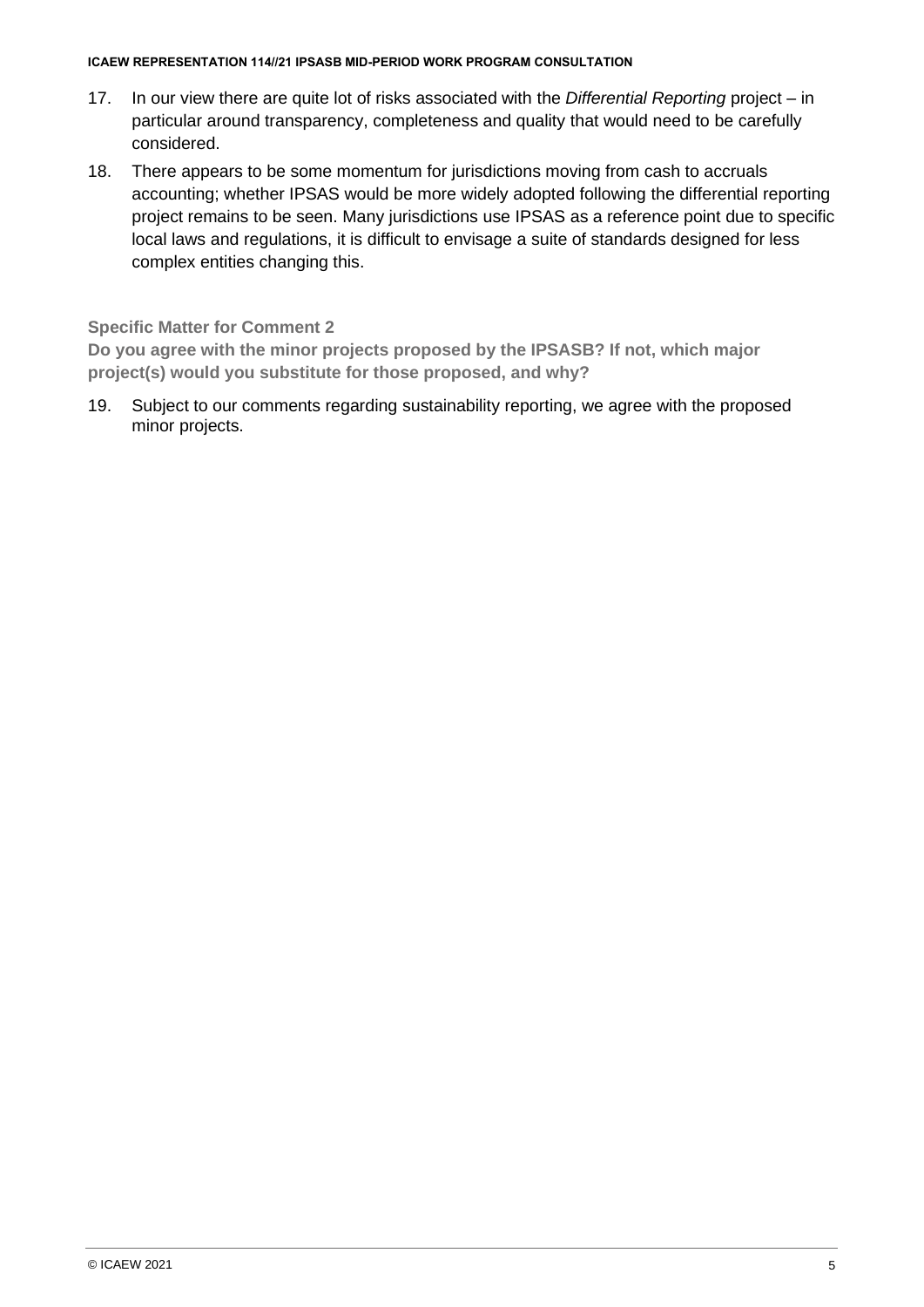17. In our view there are quite lot of risks associated with the *Differential Reporting* project – in particular around transparency, completeness and quality that would need to be carefully considered.

18. There appears to be some momentum for jurisdictions moving from cash to accruals accounting; whether IPSAS would be more widely adopted following the differential reporting project remains to be seen. Many jurisdictions use IPSAS as a reference point due to specific local laws and regulations, it is difficult to envisage a suite of standards designed for less complex entities changing this.

**Specific Matter for Comment 2**

**Do you agree with the minor projects proposed by the IPSASB? If not, which major project(s) would you substitute for those proposed, and why?**

19. Subject to our comments regarding sustainability reporting, we agree with the proposed minor projects.